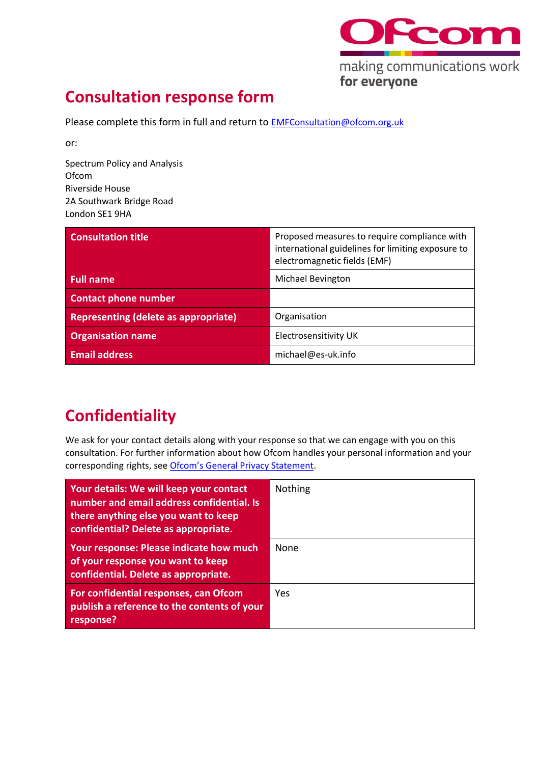# Consultation response form

Please complete this form in full and return to [EMFConsultation@ofcom.org.uk](mailto:EMFConsultation@ofcom.org.uk)

or:

Spectrum Policy and Analysis
Ofcom
Riverside House
2A Southwark Bridge Road
London SE1 9HA

| | |
|---|---|
| **Consultation title** | Proposed measures to require compliance with international guidelines for limiting exposure to electromagnetic fields (EMF) |
| **Full name** | Michael Bevington |
| **Contact phone number** | |
| **Representing (delete as appropriate)** | Organisation |
| **Organisation name** | Electrosensitivity UK |
| **Email address** | michael@es-uk.info |

# Confidentiality

We ask for your contact details along with your response so that we can engage with you on this consultation. For further information about how Ofcom handles your personal information and your corresponding rights, see [Ofcom's General Privacy Statement](#).

| | |
|---|---|
| **Your details: We will keep your contact number and email address confidential. Is there anything else you want to keep confidential? Delete as appropriate.** | Nothing |
| **Your response: Please indicate how much of your response you want to keep confidential. Delete as appropriate.** | None |
| **For confidential responses, can Ofcom publish a reference to the contents of your response?** | Yes |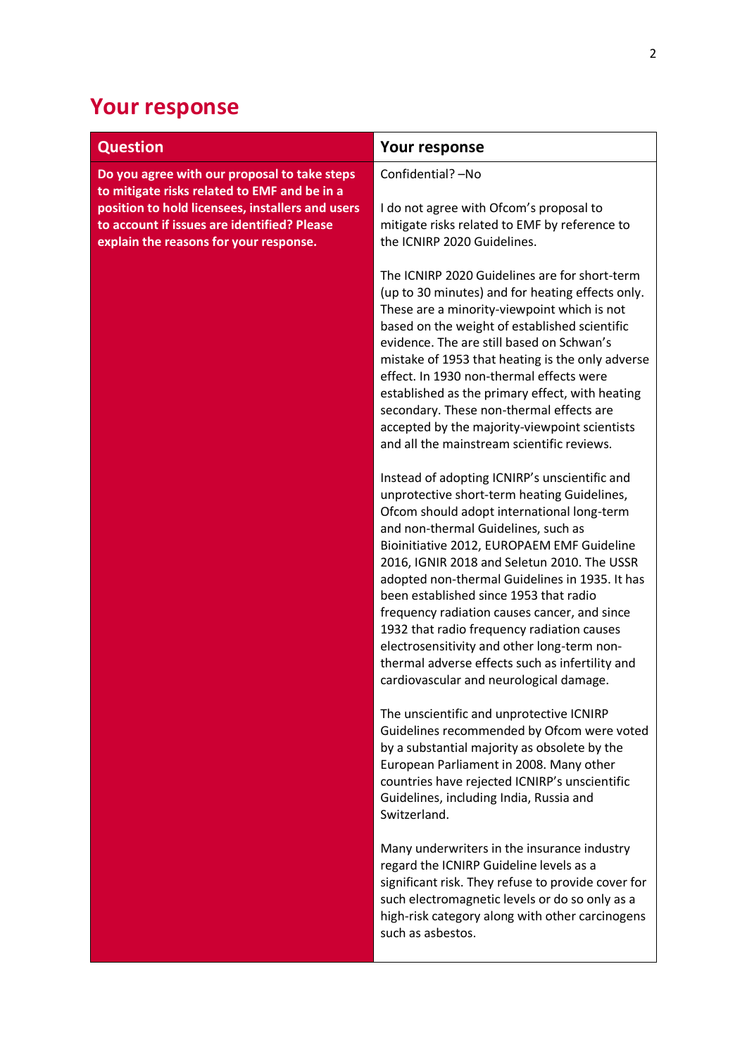## Your response

| Question | Your response |
|---|---|
| **Do you agree with our proposal to take steps to mitigate risks related to EMF and be in a position to hold licensees, installers and users to account if issues are identified? Please explain the reasons for your response.** | Confidential? –No<br><br>I do not agree with Ofcom's proposal to mitigate risks related to EMF by reference to the ICNIRP 2020 Guidelines.<br><br>The ICNIRP 2020 Guidelines are for short-term (up to 30 minutes) and for heating effects only. These are a minority-viewpoint which is not based on the weight of established scientific evidence. The are still based on Schwan's mistake of 1953 that heating is the only adverse effect. In 1930 non-thermal effects were established as the primary effect, with heating secondary. These non-thermal effects are accepted by the majority-viewpoint scientists and all the mainstream scientific reviews.<br><br>Instead of adopting ICNIRP's unscientific and unprotective short-term heating Guidelines, Ofcom should adopt international long-term and non-thermal Guidelines, such as Bioinitiative 2012, EUROPAEM EMF Guideline 2016, IGNIR 2018 and Seletun 2010. The USSR adopted non-thermal Guidelines in 1935. It has been established since 1953 that radio frequency radiation causes cancer, and since 1932 that radio frequency radiation causes electrosensitivity and other long-term non-thermal adverse effects such as infertility and cardiovascular and neurological damage.<br><br>The unscientific and unprotective ICNIRP Guidelines recommended by Ofcom were voted by a substantial majority as obsolete by the European Parliament in 2008. Many other countries have rejected ICNIRP's unscientific Guidelines, including India, Russia and Switzerland.<br><br>Many underwriters in the insurance industry regard the ICNIRP Guideline levels as a significant risk. They refuse to provide cover for such electromagnetic levels or do so only as a high-risk category along with other carcinogens such as asbestos. |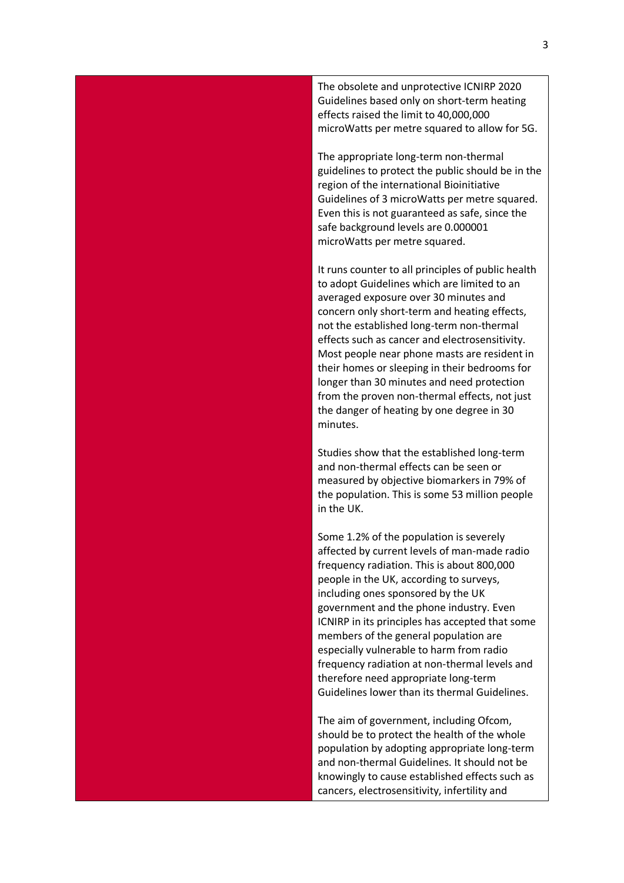The obsolete and unprotective ICNIRP 2020 Guidelines based only on short-term heating effects raised the limit to 40,000,000 microWatts per metre squared to allow for 5G.

The appropriate long-term non-thermal guidelines to protect the public should be in the region of the international Bioinitiative Guidelines of 3 microWatts per metre squared. Even this is not guaranteed as safe, since the safe background levels are 0.000001 microWatts per metre squared.

It runs counter to all principles of public health to adopt Guidelines which are limited to an averaged exposure over 30 minutes and concern only short-term and heating effects, not the established long-term non-thermal effects such as cancer and electrosensitivity. Most people near phone masts are resident in their homes or sleeping in their bedrooms for longer than 30 minutes and need protection from the proven non-thermal effects, not just the danger of heating by one degree in 30 minutes.

Studies show that the established long-term and non-thermal effects can be seen or measured by objective biomarkers in 79% of the population. This is some 53 million people in the UK.

Some 1.2% of the population is severely affected by current levels of man-made radio frequency radiation. This is about 800,000 people in the UK, according to surveys, including ones sponsored by the UK government and the phone industry. Even ICNIRP in its principles has accepted that some members of the general population are especially vulnerable to harm from radio frequency radiation at non-thermal levels and therefore need appropriate long-term Guidelines lower than its thermal Guidelines.

The aim of government, including Ofcom, should be to protect the health of the whole population by adopting appropriate long-term and non-thermal Guidelines. It should not be knowingly to cause established effects such as cancers, electrosensitivity, infertility and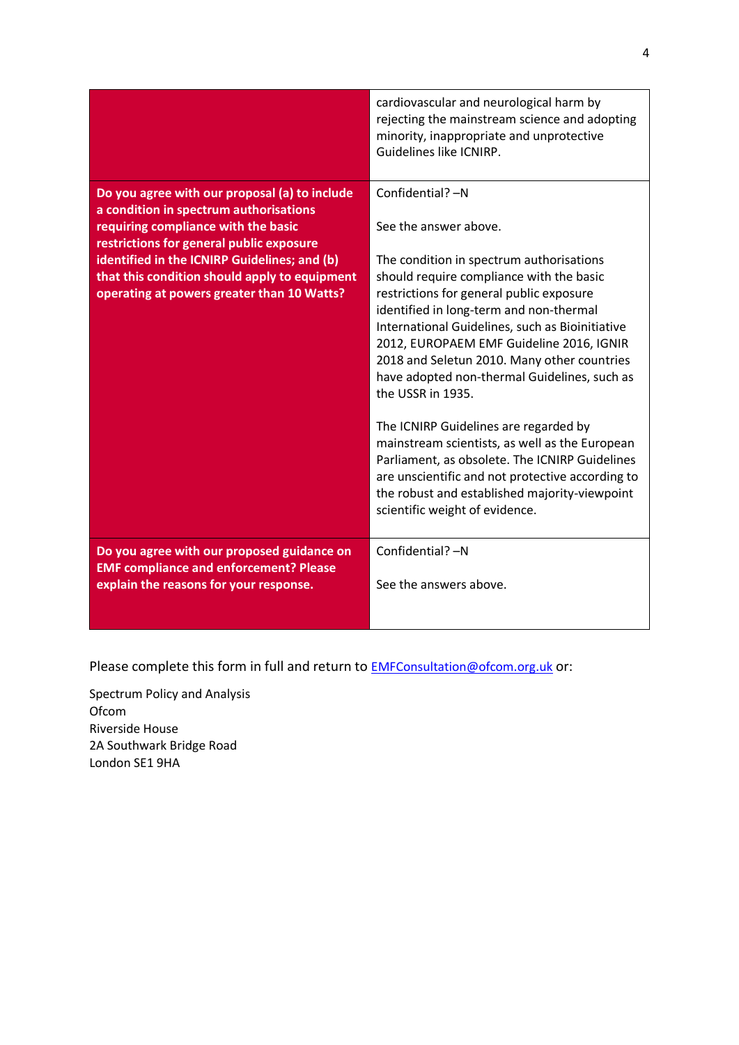| | |
|---|---|
| | cardiovascular and neurological harm by rejecting the mainstream science and adopting minority, inappropriate and unprotective Guidelines like ICNIRP. |
| **Do you agree with our proposal (a) to include a condition in spectrum authorisations requiring compliance with the basic restrictions for general public exposure identified in the ICNIRP Guidelines; and (b) that this condition should apply to equipment operating at powers greater than 10 Watts?** | Confidential? –N<br><br>See the answer above.<br><br>The condition in spectrum authorisations should require compliance with the basic restrictions for general public exposure identified in long-term and non-thermal International Guidelines, such as Bioinitiative 2012, EUROPAEM EMF Guideline 2016, IGNIR 2018 and Seletun 2010. Many other countries have adopted non-thermal Guidelines, such as the USSR in 1935.<br><br>The ICNIRP Guidelines are regarded by mainstream scientists, as well as the European Parliament, as obsolete. The ICNIRP Guidelines are unscientific and not protective according to the robust and established majority-viewpoint scientific weight of evidence. |
| **Do you agree with our proposed guidance on EMF compliance and enforcement? Please explain the reasons for your response.** | Confidential? –N<br><br>See the answers above. |

Please complete this form in full and return to [EMFConsultation@ofcom.org.uk](mailto:EMFConsultation@ofcom.org.uk) or:

Spectrum Policy and Analysis
Ofcom
Riverside House
2A Southwark Bridge Road
London SE1 9HA